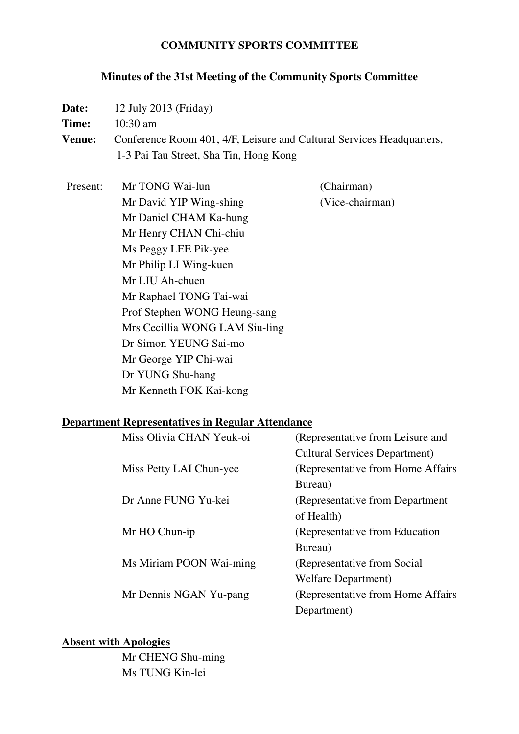# COMMUNITY SPORTS COMMITTEE

## Minutes of the 31st Meeting of the Community Sports Committee

**Date:** 12 July 2013 (Friday)

**Time:** 10:30 am

**Venue:** Conference Room 401, 4/F, Leisure and Cultural Services Headquarters, 1-3 Pai Tau Street, Sha Tin, Hong Kong

Present:

| | |
|---|---|
| Mr TONG Wai-lun | (Chairman) |
| Mr David YIP Wing-shing | (Vice-chairman) |
| Mr Daniel CHAM Ka-hung | |
| Mr Henry CHAN Chi-chiu | |
| Ms Peggy LEE Pik-yee | |
| Mr Philip LI Wing-kuen | |
| Mr LIU Ah-chuen | |
| Mr Raphael TONG Tai-wai | |
| Prof Stephen WONG Heung-sang | |
| Mrs Cecillia WONG LAM Siu-ling | |
| Dr Simon YEUNG Sai-mo | |
| Mr George YIP Chi-wai | |
| Dr YUNG Shu-hang | |
| Mr Kenneth FOK Kai-kong | |

**Department Representatives in Regular Attendance**

| | |
|---|---|
| Miss Olivia CHAN Yeuk-oi | (Representative from Leisure and Cultural Services Department) |
| Miss Petty LAI Chun-yee | (Representative from Home Affairs Bureau) |
| Dr Anne FUNG Yu-kei | (Representative from Department of Health) |
| Mr HO Chun-ip | (Representative from Education Bureau) |
| Ms Miriam POON Wai-ming | (Representative from Social Welfare Department) |
| Mr Dennis NGAN Yu-pang | (Representative from Home Affairs Department) |

**Absent with Apologies**

Mr CHENG Shu-ming

Ms TUNG Kin-lei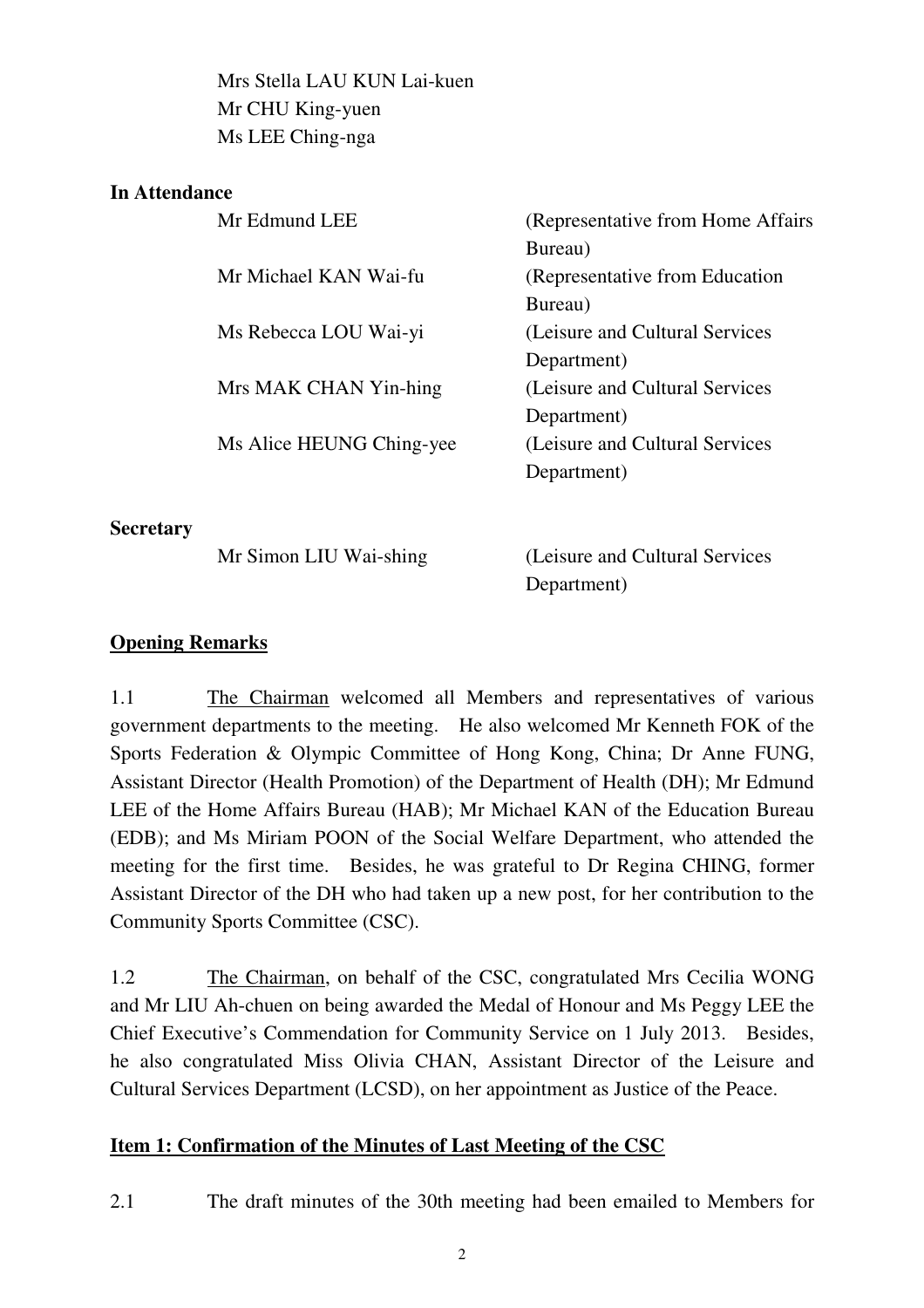Mrs Stella LAU KUN Lai-kuen
Mr CHU King-yuen
Ms LEE Ching-nga

**In Attendance**

| | |
|---|---|
| Mr Edmund LEE | (Representative from Home Affairs Bureau) |
| Mr Michael KAN Wai-fu | (Representative from Education Bureau) |
| Ms Rebecca LOU Wai-yi | (Leisure and Cultural Services Department) |
| Mrs MAK CHAN Yin-hing | (Leisure and Cultural Services Department) |
| Ms Alice HEUNG Ching-yee | (Leisure and Cultural Services Department) |

**Secretary**

| | |
|---|---|
| Mr Simon LIU Wai-shing | (Leisure and Cultural Services Department) |

## Opening Remarks

1.1 The Chairman welcomed all Members and representatives of various government departments to the meeting. He also welcomed Mr Kenneth FOK of the Sports Federation & Olympic Committee of Hong Kong, China; Dr Anne FUNG, Assistant Director (Health Promotion) of the Department of Health (DH); Mr Edmund LEE of the Home Affairs Bureau (HAB); Mr Michael KAN of the Education Bureau (EDB); and Ms Miriam POON of the Social Welfare Department, who attended the meeting for the first time. Besides, he was grateful to Dr Regina CHING, former Assistant Director of the DH who had taken up a new post, for her contribution to the Community Sports Committee (CSC).

1.2 The Chairman, on behalf of the CSC, congratulated Mrs Cecilia WONG and Mr LIU Ah-chuen on being awarded the Medal of Honour and Ms Peggy LEE the Chief Executive's Commendation for Community Service on 1 July 2013. Besides, he also congratulated Miss Olivia CHAN, Assistant Director of the Leisure and Cultural Services Department (LCSD), on her appointment as Justice of the Peace.

## Item 1: Confirmation of the Minutes of Last Meeting of the CSC

2.1 The draft minutes of the 30th meeting had been emailed to Members for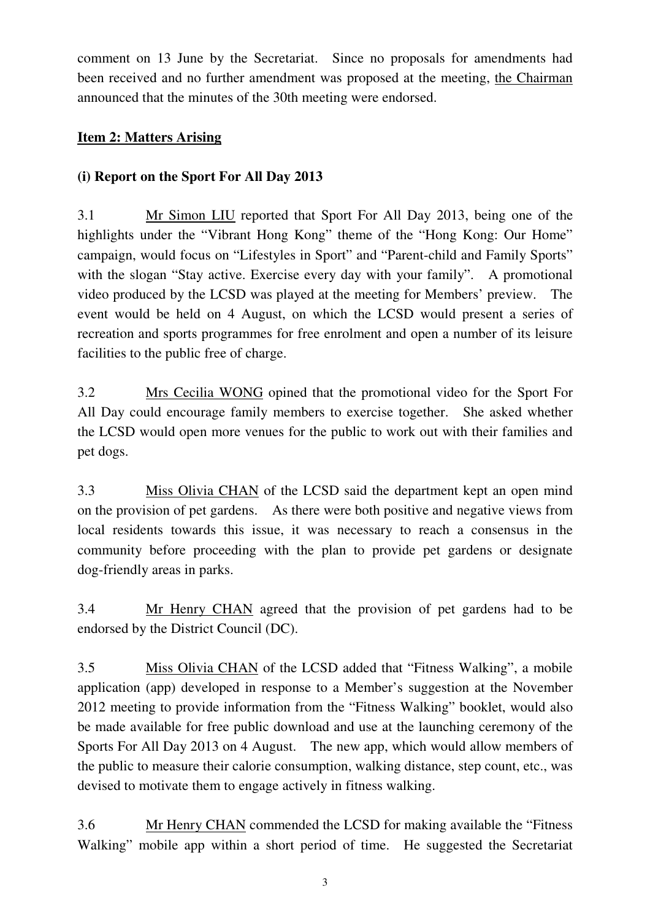comment on 13 June by the Secretariat. Since no proposals for amendments had been received and no further amendment was proposed at the meeting, the Chairman announced that the minutes of the 30th meeting were endorsed.

**Item 2: Matters Arising**

**(i) Report on the Sport For All Day 2013**

3.1 Mr Simon LIU reported that Sport For All Day 2013, being one of the highlights under the "Vibrant Hong Kong" theme of the "Hong Kong: Our Home" campaign, would focus on "Lifestyles in Sport" and "Parent-child and Family Sports" with the slogan "Stay active. Exercise every day with your family". A promotional video produced by the LCSD was played at the meeting for Members' preview. The event would be held on 4 August, on which the LCSD would present a series of recreation and sports programmes for free enrolment and open a number of its leisure facilities to the public free of charge.

3.2 Mrs Cecilia WONG opined that the promotional video for the Sport For All Day could encourage family members to exercise together. She asked whether the LCSD would open more venues for the public to work out with their families and pet dogs.

3.3 Miss Olivia CHAN of the LCSD said the department kept an open mind on the provision of pet gardens. As there were both positive and negative views from local residents towards this issue, it was necessary to reach a consensus in the community before proceeding with the plan to provide pet gardens or designate dog-friendly areas in parks.

3.4 Mr Henry CHAN agreed that the provision of pet gardens had to be endorsed by the District Council (DC).

3.5 Miss Olivia CHAN of the LCSD added that "Fitness Walking", a mobile application (app) developed in response to a Member's suggestion at the November 2012 meeting to provide information from the "Fitness Walking" booklet, would also be made available for free public download and use at the launching ceremony of the Sports For All Day 2013 on 4 August. The new app, which would allow members of the public to measure their calorie consumption, walking distance, step count, etc., was devised to motivate them to engage actively in fitness walking.

3.6 Mr Henry CHAN commended the LCSD for making available the "Fitness Walking" mobile app within a short period of time. He suggested the Secretariat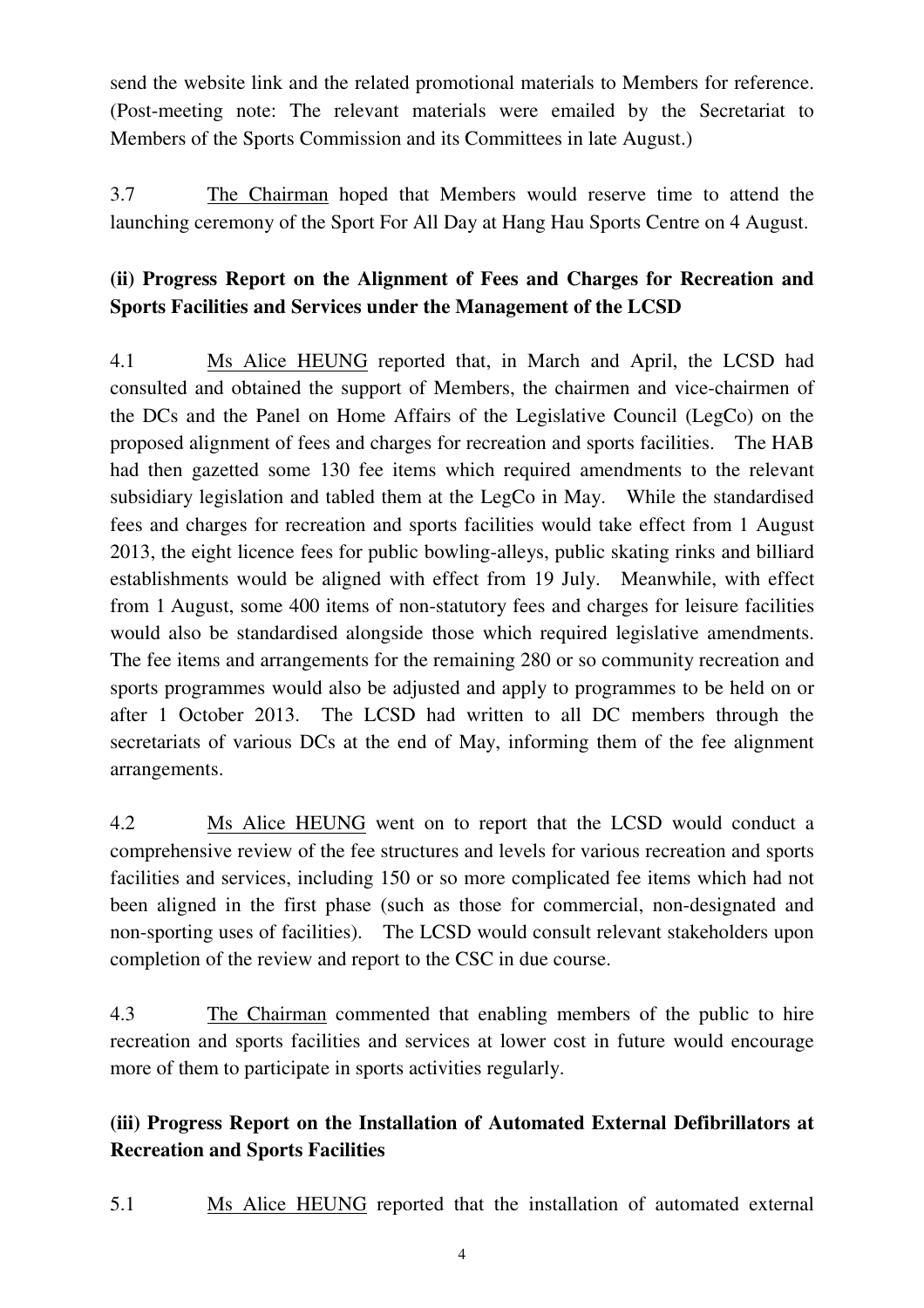send the website link and the related promotional materials to Members for reference. (Post-meeting note: The relevant materials were emailed by the Secretariat to Members of the Sports Commission and its Committees in late August.)

3.7 The Chairman hoped that Members would reserve time to attend the launching ceremony of the Sport For All Day at Hang Hau Sports Centre on 4 August.

**(ii) Progress Report on the Alignment of Fees and Charges for Recreation and Sports Facilities and Services under the Management of the LCSD**

4.1 Ms Alice HEUNG reported that, in March and April, the LCSD had consulted and obtained the support of Members, the chairmen and vice-chairmen of the DCs and the Panel on Home Affairs of the Legislative Council (LegCo) on the proposed alignment of fees and charges for recreation and sports facilities. The HAB had then gazetted some 130 fee items which required amendments to the relevant subsidiary legislation and tabled them at the LegCo in May. While the standardised fees and charges for recreation and sports facilities would take effect from 1 August 2013, the eight licence fees for public bowling-alleys, public skating rinks and billiard establishments would be aligned with effect from 19 July. Meanwhile, with effect from 1 August, some 400 items of non-statutory fees and charges for leisure facilities would also be standardised alongside those which required legislative amendments. The fee items and arrangements for the remaining 280 or so community recreation and sports programmes would also be adjusted and apply to programmes to be held on or after 1 October 2013. The LCSD had written to all DC members through the secretariats of various DCs at the end of May, informing them of the fee alignment arrangements.

4.2 Ms Alice HEUNG went on to report that the LCSD would conduct a comprehensive review of the fee structures and levels for various recreation and sports facilities and services, including 150 or so more complicated fee items which had not been aligned in the first phase (such as those for commercial, non-designated and non-sporting uses of facilities). The LCSD would consult relevant stakeholders upon completion of the review and report to the CSC in due course.

4.3 The Chairman commented that enabling members of the public to hire recreation and sports facilities and services at lower cost in future would encourage more of them to participate in sports activities regularly.

**(iii) Progress Report on the Installation of Automated External Defibrillators at Recreation and Sports Facilities**

5.1 Ms Alice HEUNG reported that the installation of automated external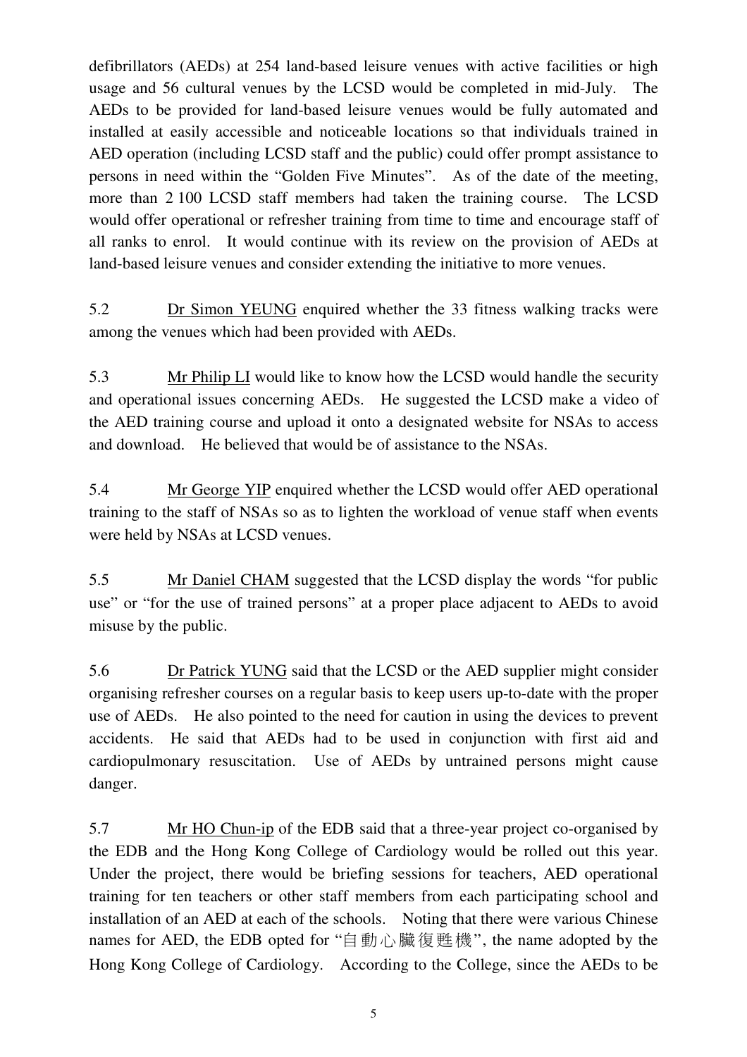defibrillators (AEDs) at 254 land-based leisure venues with active facilities or high usage and 56 cultural venues by the LCSD would be completed in mid-July. The AEDs to be provided for land-based leisure venues would be fully automated and installed at easily accessible and noticeable locations so that individuals trained in AED operation (including LCSD staff and the public) could offer prompt assistance to persons in need within the "Golden Five Minutes". As of the date of the meeting, more than 2 100 LCSD staff members had taken the training course. The LCSD would offer operational or refresher training from time to time and encourage staff of all ranks to enrol. It would continue with its review on the provision of AEDs at land-based leisure venues and consider extending the initiative to more venues.

5.2 Dr Simon YEUNG enquired whether the 33 fitness walking tracks were among the venues which had been provided with AEDs.

5.3 Mr Philip LI would like to know how the LCSD would handle the security and operational issues concerning AEDs. He suggested the LCSD make a video of the AED training course and upload it onto a designated website for NSAs to access and download. He believed that would be of assistance to the NSAs.

5.4 Mr George YIP enquired whether the LCSD would offer AED operational training to the staff of NSAs so as to lighten the workload of venue staff when events were held by NSAs at LCSD venues.

5.5 Mr Daniel CHAM suggested that the LCSD display the words "for public use" or "for the use of trained persons" at a proper place adjacent to AEDs to avoid misuse by the public.

5.6 Dr Patrick YUNG said that the LCSD or the AED supplier might consider organising refresher courses on a regular basis to keep users up-to-date with the proper use of AEDs. He also pointed to the need for caution in using the devices to prevent accidents. He said that AEDs had to be used in conjunction with first aid and cardiopulmonary resuscitation. Use of AEDs by untrained persons might cause danger.

5.7 Mr HO Chun-ip of the EDB said that a three-year project co-organised by the EDB and the Hong Kong College of Cardiology would be rolled out this year. Under the project, there would be briefing sessions for teachers, AED operational training for ten teachers or other staff members from each participating school and installation of an AED at each of the schools. Noting that there were various Chinese names for AED, the EDB opted for "自動心臟復甦機", the name adopted by the Hong Kong College of Cardiology. According to the College, since the AEDs to be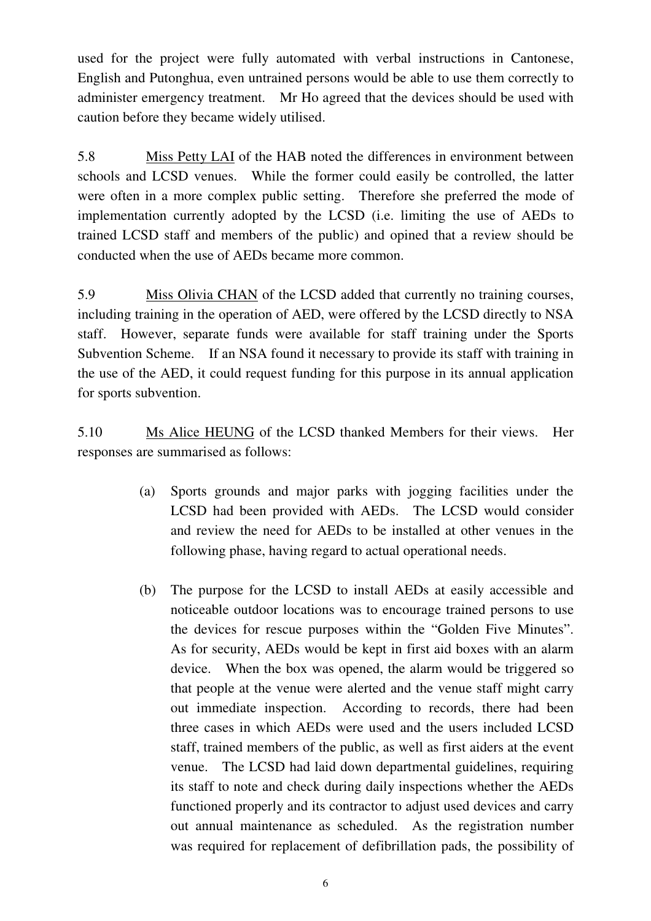used for the project were fully automated with verbal instructions in Cantonese, English and Putonghua, even untrained persons would be able to use them correctly to administer emergency treatment. Mr Ho agreed that the devices should be used with caution before they became widely utilised.

5.8 Miss Petty LAI of the HAB noted the differences in environment between schools and LCSD venues. While the former could easily be controlled, the latter were often in a more complex public setting. Therefore she preferred the mode of implementation currently adopted by the LCSD (i.e. limiting the use of AEDs to trained LCSD staff and members of the public) and opined that a review should be conducted when the use of AEDs became more common.

5.9 Miss Olivia CHAN of the LCSD added that currently no training courses, including training in the operation of AED, were offered by the LCSD directly to NSA staff. However, separate funds were available for staff training under the Sports Subvention Scheme. If an NSA found it necessary to provide its staff with training in the use of the AED, it could request funding for this purpose in its annual application for sports subvention.

5.10 Ms Alice HEUNG of the LCSD thanked Members for their views. Her responses are summarised as follows:

(a) Sports grounds and major parks with jogging facilities under the LCSD had been provided with AEDs. The LCSD would consider and review the need for AEDs to be installed at other venues in the following phase, having regard to actual operational needs.

(b) The purpose for the LCSD to install AEDs at easily accessible and noticeable outdoor locations was to encourage trained persons to use the devices for rescue purposes within the "Golden Five Minutes". As for security, AEDs would be kept in first aid boxes with an alarm device. When the box was opened, the alarm would be triggered so that people at the venue were alerted and the venue staff might carry out immediate inspection. According to records, there had been three cases in which AEDs were used and the users included LCSD staff, trained members of the public, as well as first aiders at the event venue. The LCSD had laid down departmental guidelines, requiring its staff to note and check during daily inspections whether the AEDs functioned properly and its contractor to adjust used devices and carry out annual maintenance as scheduled. As the registration number was required for replacement of defibrillation pads, the possibility of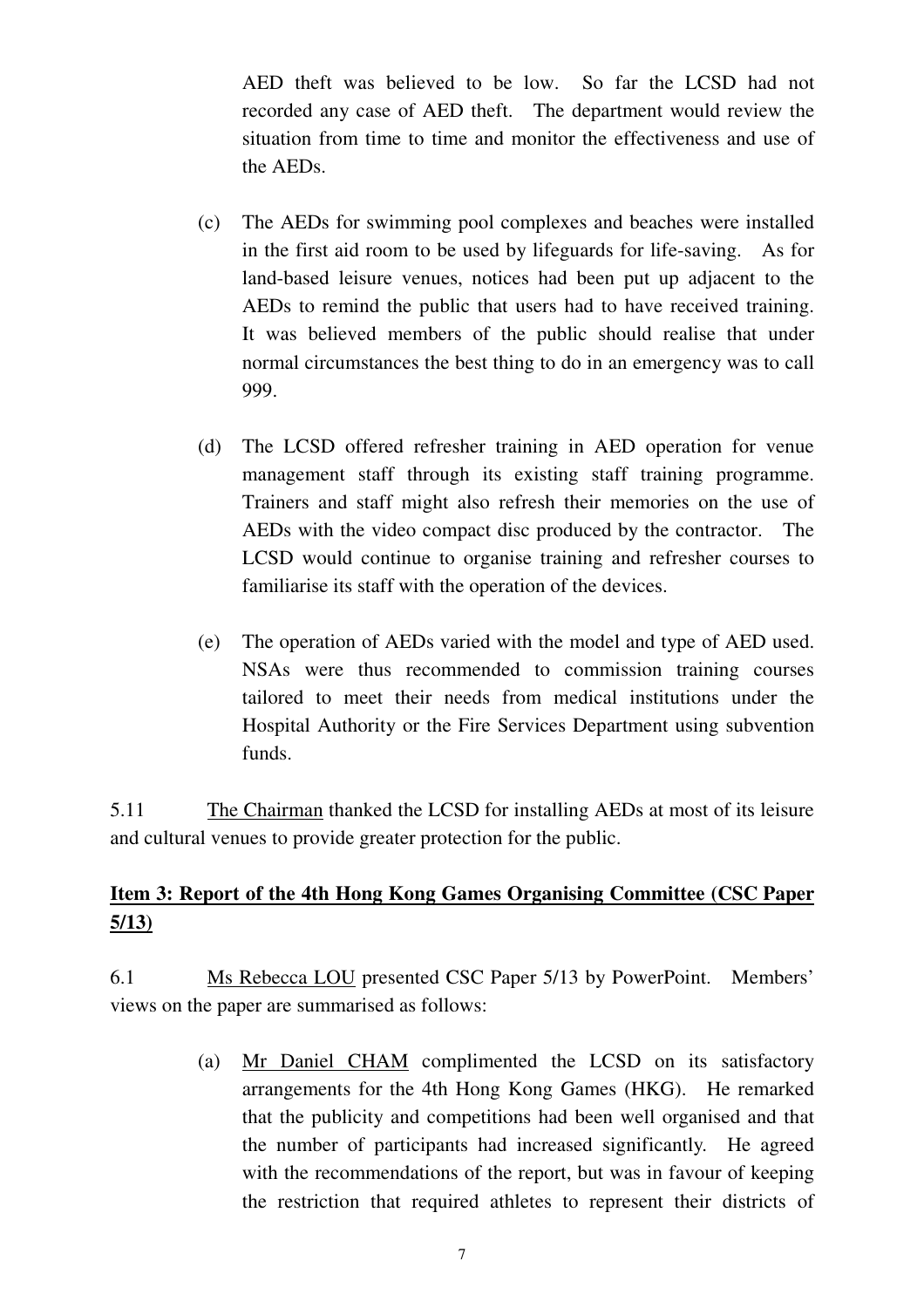AED theft was believed to be low. So far the LCSD had not recorded any case of AED theft. The department would review the situation from time to time and monitor the effectiveness and use of the AEDs.

(c) The AEDs for swimming pool complexes and beaches were installed in the first aid room to be used by lifeguards for life-saving. As for land-based leisure venues, notices had been put up adjacent to the AEDs to remind the public that users had to have received training. It was believed members of the public should realise that under normal circumstances the best thing to do in an emergency was to call 999.

(d) The LCSD offered refresher training in AED operation for venue management staff through its existing staff training programme. Trainers and staff might also refresh their memories on the use of AEDs with the video compact disc produced by the contractor. The LCSD would continue to organise training and refresher courses to familiarise its staff with the operation of the devices.

(e) The operation of AEDs varied with the model and type of AED used. NSAs were thus recommended to commission training courses tailored to meet their needs from medical institutions under the Hospital Authority or the Fire Services Department using subvention funds.

5.11 The Chairman thanked the LCSD for installing AEDs at most of its leisure and cultural venues to provide greater protection for the public.

## Item 3: Report of the 4th Hong Kong Games Organising Committee (CSC Paper 5/13)

6.1 Ms Rebecca LOU presented CSC Paper 5/13 by PowerPoint. Members' views on the paper are summarised as follows:

(a) Mr Daniel CHAM complimented the LCSD on its satisfactory arrangements for the 4th Hong Kong Games (HKG). He remarked that the publicity and competitions had been well organised and that the number of participants had increased significantly. He agreed with the recommendations of the report, but was in favour of keeping the restriction that required athletes to represent their districts of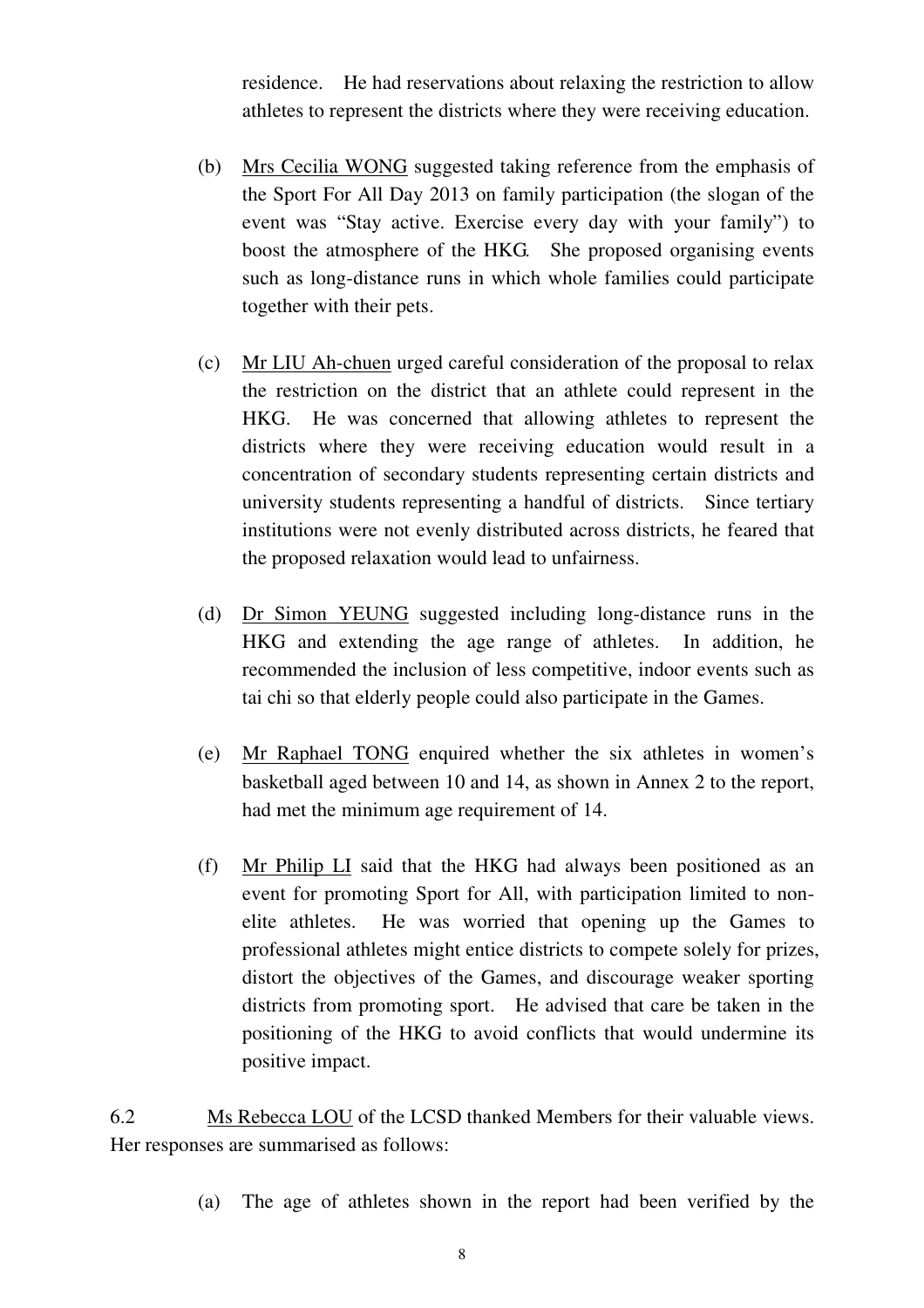residence. He had reservations about relaxing the restriction to allow athletes to represent the districts where they were receiving education.

(b) Mrs Cecilia WONG suggested taking reference from the emphasis of the Sport For All Day 2013 on family participation (the slogan of the event was "Stay active. Exercise every day with your family") to boost the atmosphere of the HKG. She proposed organising events such as long-distance runs in which whole families could participate together with their pets.

(c) Mr LIU Ah-chuen urged careful consideration of the proposal to relax the restriction on the district that an athlete could represent in the HKG. He was concerned that allowing athletes to represent the districts where they were receiving education would result in a concentration of secondary students representing certain districts and university students representing a handful of districts. Since tertiary institutions were not evenly distributed across districts, he feared that the proposed relaxation would lead to unfairness.

(d) Dr Simon YEUNG suggested including long-distance runs in the HKG and extending the age range of athletes. In addition, he recommended the inclusion of less competitive, indoor events such as tai chi so that elderly people could also participate in the Games.

(e) Mr Raphael TONG enquired whether the six athletes in women's basketball aged between 10 and 14, as shown in Annex 2 to the report, had met the minimum age requirement of 14.

(f) Mr Philip LI said that the HKG had always been positioned as an event for promoting Sport for All, with participation limited to non-elite athletes. He was worried that opening up the Games to professional athletes might entice districts to compete solely for prizes, distort the objectives of the Games, and discourage weaker sporting districts from promoting sport. He advised that care be taken in the positioning of the HKG to avoid conflicts that would undermine its positive impact.

6.2 Ms Rebecca LOU of the LCSD thanked Members for their valuable views. Her responses are summarised as follows:

(a) The age of athletes shown in the report had been verified by the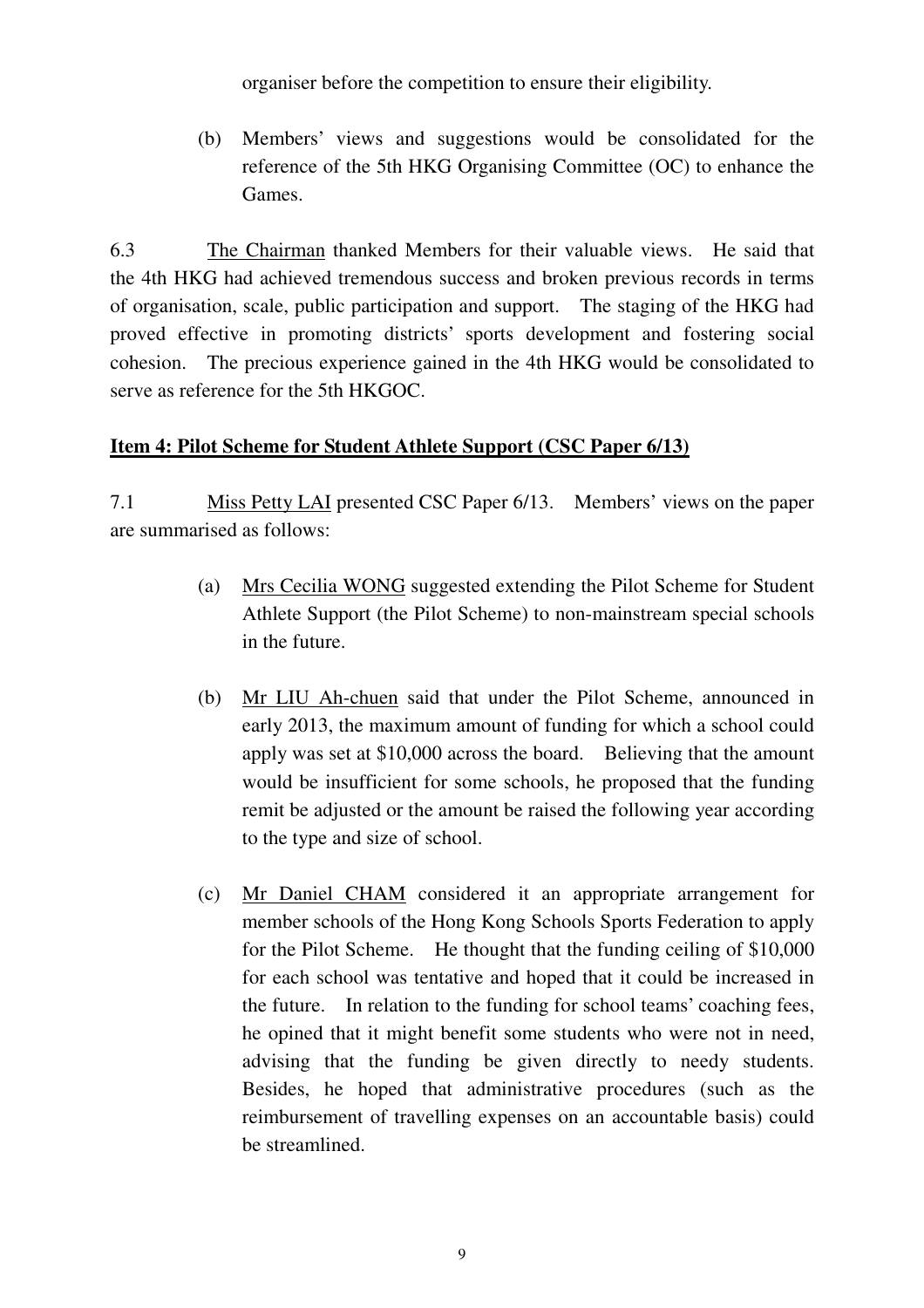organiser before the competition to ensure their eligibility.

(b) Members' views and suggestions would be consolidated for the reference of the 5th HKG Organising Committee (OC) to enhance the Games.

6.3 The Chairman thanked Members for their valuable views. He said that the 4th HKG had achieved tremendous success and broken previous records in terms of organisation, scale, public participation and support. The staging of the HKG had proved effective in promoting districts' sports development and fostering social cohesion. The precious experience gained in the 4th HKG would be consolidated to serve as reference for the 5th HKGOC.

**Item 4: Pilot Scheme for Student Athlete Support (CSC Paper 6/13)**

7.1 Miss Petty LAI presented CSC Paper 6/13. Members' views on the paper are summarised as follows:

(a) Mrs Cecilia WONG suggested extending the Pilot Scheme for Student Athlete Support (the Pilot Scheme) to non-mainstream special schools in the future.

(b) Mr LIU Ah-chuen said that under the Pilot Scheme, announced in early 2013, the maximum amount of funding for which a school could apply was set at $10,000 across the board. Believing that the amount would be insufficient for some schools, he proposed that the funding remit be adjusted or the amount be raised the following year according to the type and size of school.

(c) Mr Daniel CHAM considered it an appropriate arrangement for member schools of the Hong Kong Schools Sports Federation to apply for the Pilot Scheme. He thought that the funding ceiling of $10,000 for each school was tentative and hoped that it could be increased in the future. In relation to the funding for school teams' coaching fees, he opined that it might benefit some students who were not in need, advising that the funding be given directly to needy students. Besides, he hoped that administrative procedures (such as the reimbursement of travelling expenses on an accountable basis) could be streamlined.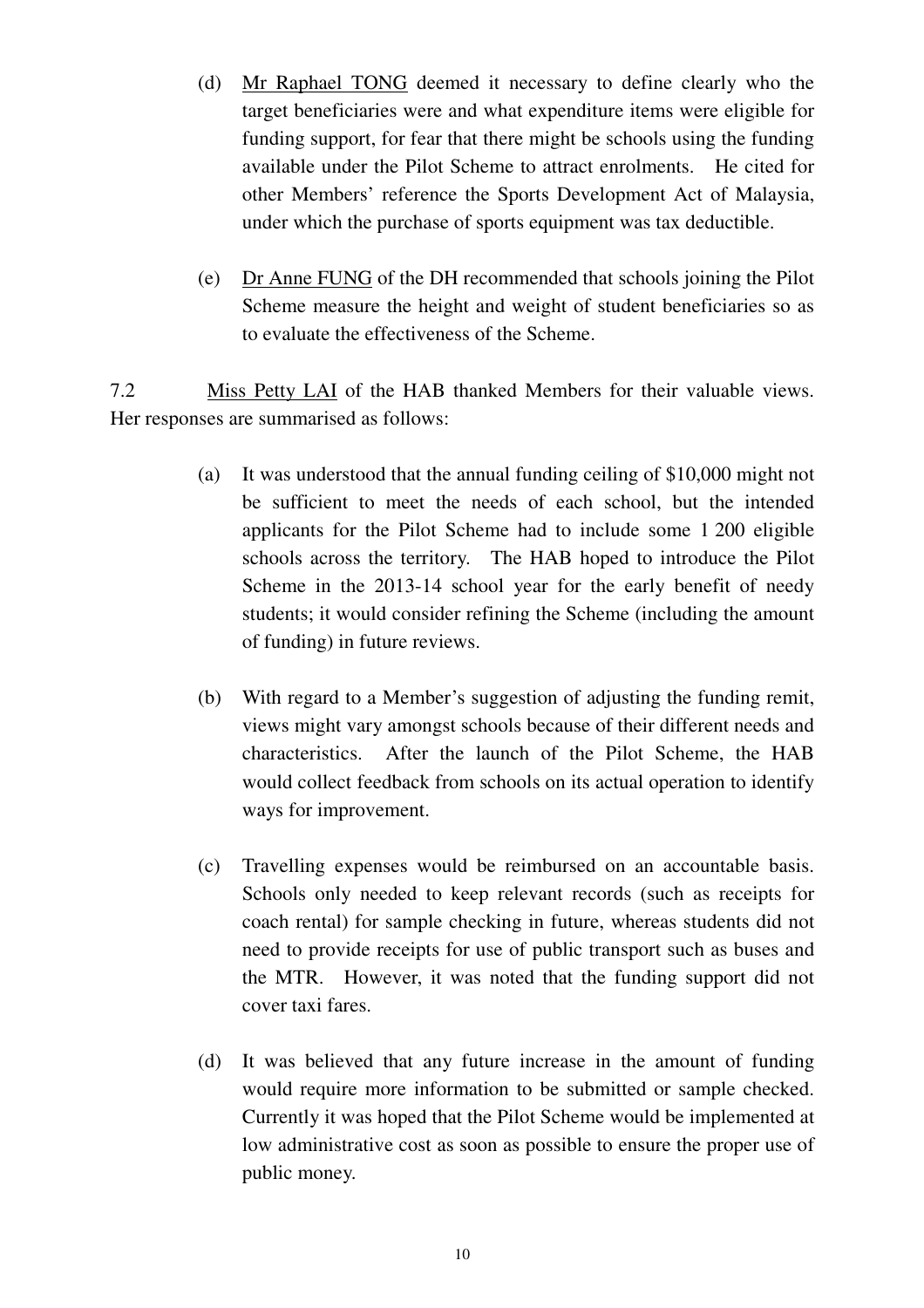(d) Mr Raphael TONG deemed it necessary to define clearly who the target beneficiaries were and what expenditure items were eligible for funding support, for fear that there might be schools using the funding available under the Pilot Scheme to attract enrolments. He cited for other Members' reference the Sports Development Act of Malaysia, under which the purchase of sports equipment was tax deductible.

(e) Dr Anne FUNG of the DH recommended that schools joining the Pilot Scheme measure the height and weight of student beneficiaries so as to evaluate the effectiveness of the Scheme.

7.2 Miss Petty LAI of the HAB thanked Members for their valuable views. Her responses are summarised as follows:

(a) It was understood that the annual funding ceiling of $10,000 might not be sufficient to meet the needs of each school, but the intended applicants for the Pilot Scheme had to include some 1 200 eligible schools across the territory. The HAB hoped to introduce the Pilot Scheme in the 2013-14 school year for the early benefit of needy students; it would consider refining the Scheme (including the amount of funding) in future reviews.

(b) With regard to a Member's suggestion of adjusting the funding remit, views might vary amongst schools because of their different needs and characteristics. After the launch of the Pilot Scheme, the HAB would collect feedback from schools on its actual operation to identify ways for improvement.

(c) Travelling expenses would be reimbursed on an accountable basis. Schools only needed to keep relevant records (such as receipts for coach rental) for sample checking in future, whereas students did not need to provide receipts for use of public transport such as buses and the MTR. However, it was noted that the funding support did not cover taxi fares.

(d) It was believed that any future increase in the amount of funding would require more information to be submitted or sample checked. Currently it was hoped that the Pilot Scheme would be implemented at low administrative cost as soon as possible to ensure the proper use of public money.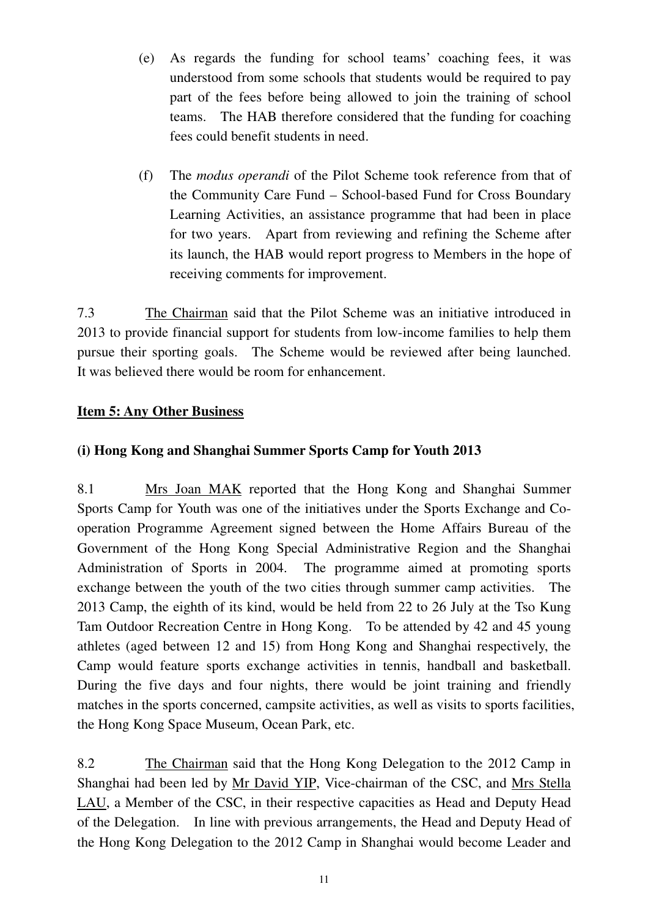(e) As regards the funding for school teams' coaching fees, it was understood from some schools that students would be required to pay part of the fees before being allowed to join the training of school teams. The HAB therefore considered that the funding for coaching fees could benefit students in need.

(f) The *modus operandi* of the Pilot Scheme took reference from that of the Community Care Fund – School-based Fund for Cross Boundary Learning Activities, an assistance programme that had been in place for two years. Apart from reviewing and refining the Scheme after its launch, the HAB would report progress to Members in the hope of receiving comments for improvement.

7.3 The Chairman said that the Pilot Scheme was an initiative introduced in 2013 to provide financial support for students from low-income families to help them pursue their sporting goals. The Scheme would be reviewed after being launched. It was believed there would be room for enhancement.

## Item 5: Any Other Business

### (i) Hong Kong and Shanghai Summer Sports Camp for Youth 2013

8.1 Mrs Joan MAK reported that the Hong Kong and Shanghai Summer Sports Camp for Youth was one of the initiatives under the Sports Exchange and Co-operation Programme Agreement signed between the Home Affairs Bureau of the Government of the Hong Kong Special Administrative Region and the Shanghai Administration of Sports in 2004. The programme aimed at promoting sports exchange between the youth of the two cities through summer camp activities. The 2013 Camp, the eighth of its kind, would be held from 22 to 26 July at the Tso Kung Tam Outdoor Recreation Centre in Hong Kong. To be attended by 42 and 45 young athletes (aged between 12 and 15) from Hong Kong and Shanghai respectively, the Camp would feature sports exchange activities in tennis, handball and basketball. During the five days and four nights, there would be joint training and friendly matches in the sports concerned, campsite activities, as well as visits to sports facilities, the Hong Kong Space Museum, Ocean Park, etc.

8.2 The Chairman said that the Hong Kong Delegation to the 2012 Camp in Shanghai had been led by Mr David YIP, Vice-chairman of the CSC, and Mrs Stella LAU, a Member of the CSC, in their respective capacities as Head and Deputy Head of the Delegation. In line with previous arrangements, the Head and Deputy Head of the Hong Kong Delegation to the 2012 Camp in Shanghai would become Leader and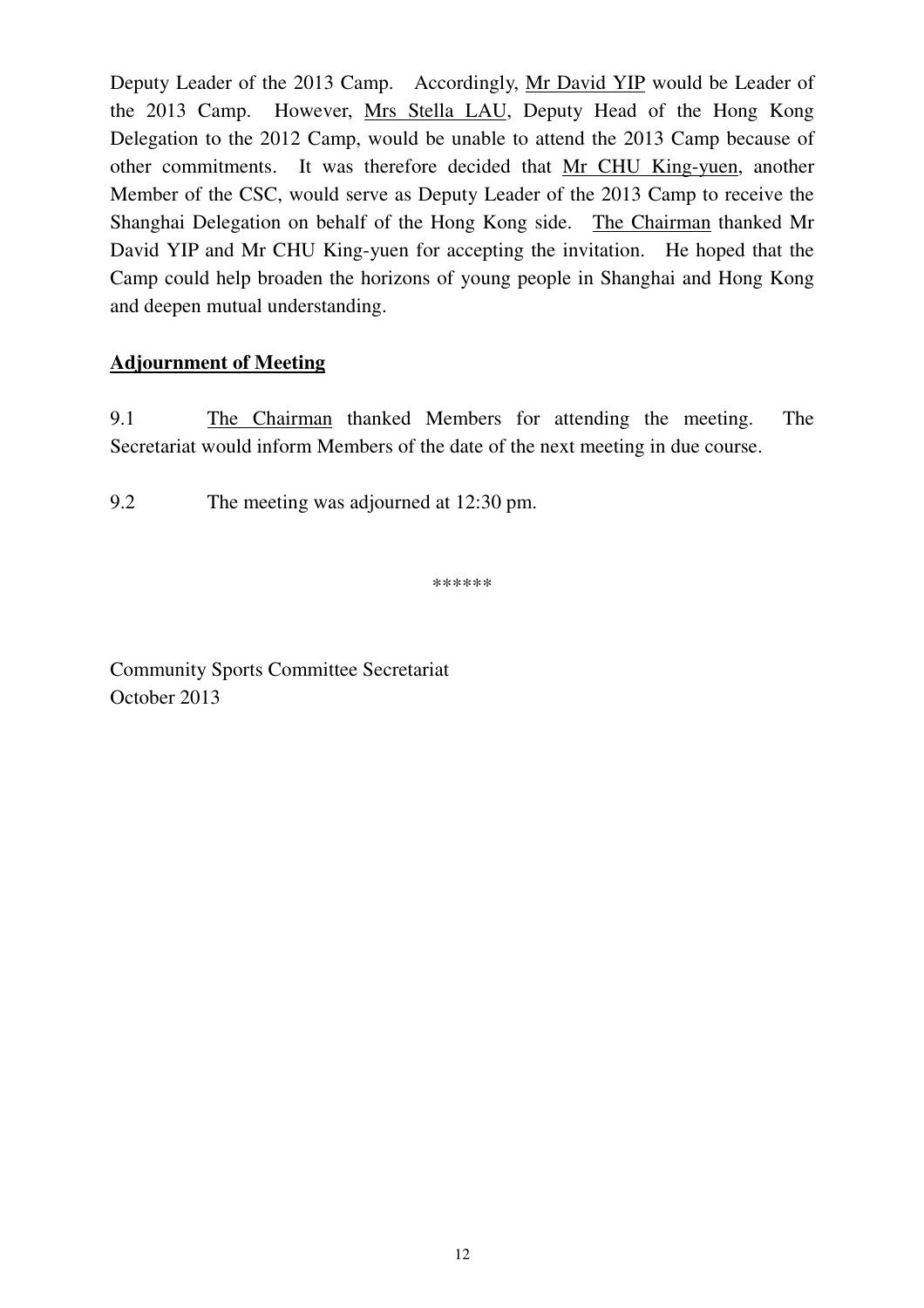Deputy Leader of the 2013 Camp. Accordingly, Mr David YIP would be Leader of the 2013 Camp. However, Mrs Stella LAU, Deputy Head of the Hong Kong Delegation to the 2012 Camp, would be unable to attend the 2013 Camp because of other commitments. It was therefore decided that Mr CHU King-yuen, another Member of the CSC, would serve as Deputy Leader of the 2013 Camp to receive the Shanghai Delegation on behalf of the Hong Kong side. The Chairman thanked Mr David YIP and Mr CHU King-yuen for accepting the invitation. He hoped that the Camp could help broaden the horizons of young people in Shanghai and Hong Kong and deepen mutual understanding.

**Adjournment of Meeting**

9.1 The Chairman thanked Members for attending the meeting. The Secretariat would inform Members of the date of the next meeting in due course.

9.2 The meeting was adjourned at 12:30 pm.

******

Community Sports Committee Secretariat
October 2013